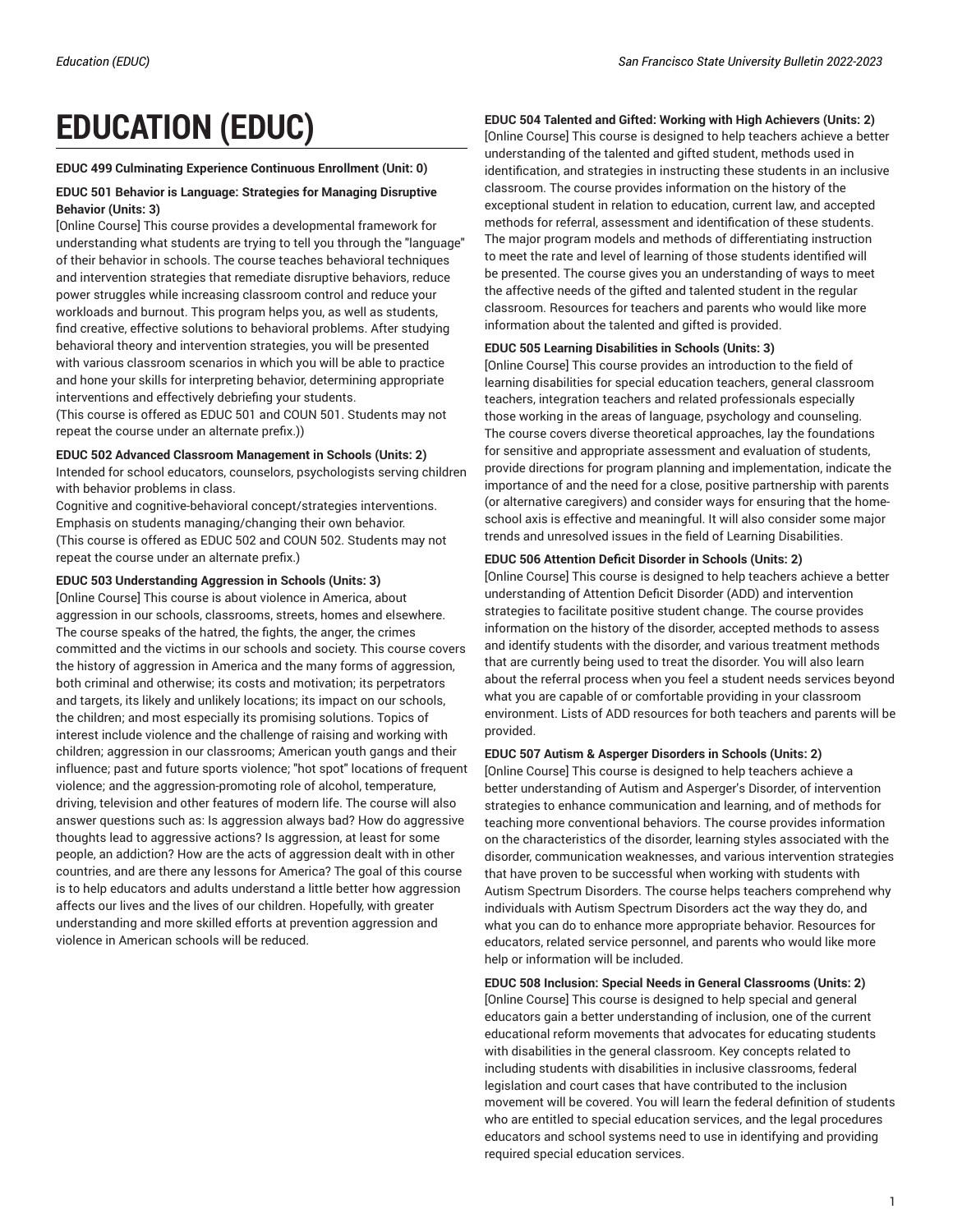# EDUCATION (EDUC)

**EDUC 499 Culminating Experience Continuous Enrollment (Unit: 0)**

**EDUC 501 Behavior is Language: Strategies for Managing Disruptive Behavior (Units: 3)**

[Online Course] This course provides a developmental framework for understanding what students are trying to tell you through the "language" of their behavior in schools. The course teaches behavioral techniques and intervention strategies that remediate disruptive behaviors, reduce power struggles while increasing classroom control and reduce your workloads and burnout. This program helps you, as well as students, find creative, effective solutions to behavioral problems. After studying behavioral theory and intervention strategies, you will be presented with various classroom scenarios in which you will be able to practice and hone your skills for interpreting behavior, determining appropriate interventions and effectively debriefing your students.

(This course is offered as EDUC 501 and COUN 501. Students may not repeat the course under an alternate prefix.))

**EDUC 502 Advanced Classroom Management in Schools (Units: 2)**

Intended for school educators, counselors, psychologists serving children with behavior problems in class.

Cognitive and cognitive-behavioral concept/strategies interventions. Emphasis on students managing/changing their own behavior.

(This course is offered as EDUC 502 and COUN 502. Students may not repeat the course under an alternate prefix.)

**EDUC 503 Understanding Aggression in Schools (Units: 3)**

[Online Course] This course is about violence in America, about aggression in our schools, classrooms, streets, homes and elsewhere. The course speaks of the hatred, the fights, the anger, the crimes committed and the victims in our schools and society. This course covers the history of aggression in America and the many forms of aggression, both criminal and otherwise; its costs and motivation; its perpetrators and targets, its likely and unlikely locations; its impact on our schools, the children; and most especially its promising solutions. Topics of interest include violence and the challenge of raising and working with children; aggression in our classrooms; American youth gangs and their influence; past and future sports violence; "hot spot" locations of frequent violence; and the aggression-promoting role of alcohol, temperature, driving, television and other features of modern life. The course will also answer questions such as: Is aggression always bad? How do aggressive thoughts lead to aggressive actions? Is aggression, at least for some people, an addiction? How are the acts of aggression dealt with in other countries, and are there any lessons for America? The goal of this course is to help educators and adults understand a little better how aggression affects our lives and the lives of our children. Hopefully, with greater understanding and more skilled efforts at prevention aggression and violence in American schools will be reduced.

**EDUC 504 Talented and Gifted: Working with High Achievers (Units: 2)**

[Online Course] This course is designed to help teachers achieve a better understanding of the talented and gifted student, methods used in identification, and strategies in instructing these students in an inclusive classroom. The course provides information on the history of the exceptional student in relation to education, current law, and accepted methods for referral, assessment and identification of these students. The major program models and methods of differentiating instruction to meet the rate and level of learning of those students identified will be presented. The course gives you an understanding of ways to meet the affective needs of the gifted and talented student in the regular classroom. Resources for teachers and parents who would like more information about the talented and gifted is provided.

**EDUC 505 Learning Disabilities in Schools (Units: 3)**

[Online Course] This course provides an introduction to the field of learning disabilities for special education teachers, general classroom teachers, integration teachers and related professionals especially those working in the areas of language, psychology and counseling. The course covers diverse theoretical approaches, lay the foundations for sensitive and appropriate assessment and evaluation of students, provide directions for program planning and implementation, indicate the importance of and the need for a close, positive partnership with parents (or alternative caregivers) and consider ways for ensuring that the home-school axis is effective and meaningful. It will also consider some major trends and unresolved issues in the field of Learning Disabilities.

**EDUC 506 Attention Deficit Disorder in Schools (Units: 2)**

[Online Course] This course is designed to help teachers achieve a better understanding of Attention Deficit Disorder (ADD) and intervention strategies to facilitate positive student change. The course provides information on the history of the disorder, accepted methods to assess and identify students with the disorder, and various treatment methods that are currently being used to treat the disorder. You will also learn about the referral process when you feel a student needs services beyond what you are capable of or comfortable providing in your classroom environment. Lists of ADD resources for both teachers and parents will be provided.

**EDUC 507 Autism & Asperger Disorders in Schools (Units: 2)**

[Online Course] This course is designed to help teachers achieve a better understanding of Autism and Asperger's Disorder, of intervention strategies to enhance communication and learning, and of methods for teaching more conventional behaviors. The course provides information on the characteristics of the disorder, learning styles associated with the disorder, communication weaknesses, and various intervention strategies that have proven to be successful when working with students with Autism Spectrum Disorders. The course helps teachers comprehend why individuals with Autism Spectrum Disorders act the way they do, and what you can do to enhance more appropriate behavior. Resources for educators, related service personnel, and parents who would like more help or information will be included.

**EDUC 508 Inclusion: Special Needs in General Classrooms (Units: 2)**

[Online Course] This course is designed to help special and general educators gain a better understanding of inclusion, one of the current educational reform movements that advocates for educating students with disabilities in the general classroom. Key concepts related to including students with disabilities in inclusive classrooms, federal legislation and court cases that have contributed to the inclusion movement will be covered. You will learn the federal definition of students who are entitled to special education services, and the legal procedures educators and school systems need to use in identifying and providing required special education services.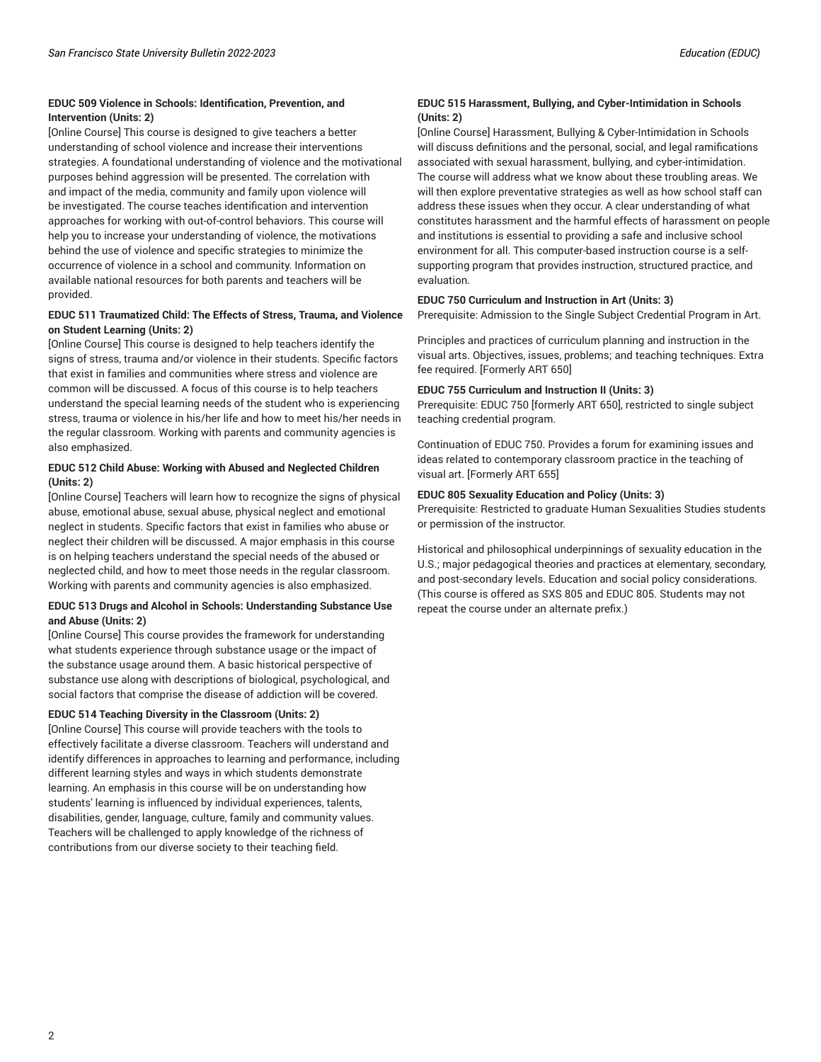**EDUC 509 Violence in Schools: Identification, Prevention, and Intervention (Units: 2)**

[Online Course] This course is designed to give teachers a better understanding of school violence and increase their interventions strategies. A foundational understanding of violence and the motivational purposes behind aggression will be presented. The correlation with and impact of the media, community and family upon violence will be investigated. The course teaches identification and intervention approaches for working with out-of-control behaviors. This course will help you to increase your understanding of violence, the motivations behind the use of violence and specific strategies to minimize the occurrence of violence in a school and community. Information on available national resources for both parents and teachers will be provided.

**EDUC 511 Traumatized Child: The Effects of Stress, Trauma, and Violence on Student Learning (Units: 2)**

[Online Course] This course is designed to help teachers identify the signs of stress, trauma and/or violence in their students. Specific factors that exist in families and communities where stress and violence are common will be discussed. A focus of this course is to help teachers understand the special learning needs of the student who is experiencing stress, trauma or violence in his/her life and how to meet his/her needs in the regular classroom. Working with parents and community agencies is also emphasized.

**EDUC 512 Child Abuse: Working with Abused and Neglected Children (Units: 2)**

[Online Course] Teachers will learn how to recognize the signs of physical abuse, emotional abuse, sexual abuse, physical neglect and emotional neglect in students. Specific factors that exist in families who abuse or neglect their children will be discussed. A major emphasis in this course is on helping teachers understand the special needs of the abused or neglected child, and how to meet those needs in the regular classroom. Working with parents and community agencies is also emphasized.

**EDUC 513 Drugs and Alcohol in Schools: Understanding Substance Use and Abuse (Units: 2)**

[Online Course] This course provides the framework for understanding what students experience through substance usage or the impact of the substance usage around them. A basic historical perspective of substance use along with descriptions of biological, psychological, and social factors that comprise the disease of addiction will be covered.

**EDUC 514 Teaching Diversity in the Classroom (Units: 2)**

[Online Course] This course will provide teachers with the tools to effectively facilitate a diverse classroom. Teachers will understand and identify differences in approaches to learning and performance, including different learning styles and ways in which students demonstrate learning. An emphasis in this course will be on understanding how students' learning is influenced by individual experiences, talents, disabilities, gender, language, culture, family and community values. Teachers will be challenged to apply knowledge of the richness of contributions from our diverse society to their teaching field.

**EDUC 515 Harassment, Bullying, and Cyber-Intimidation in Schools (Units: 2)**

[Online Course] Harassment, Bullying & Cyber-Intimidation in Schools will discuss definitions and the personal, social, and legal ramifications associated with sexual harassment, bullying, and cyber-intimidation. The course will address what we know about these troubling areas. We will then explore preventative strategies as well as how school staff can address these issues when they occur. A clear understanding of what constitutes harassment and the harmful effects of harassment on people and institutions is essential to providing a safe and inclusive school environment for all. This computer-based instruction course is a self-supporting program that provides instruction, structured practice, and evaluation.

**EDUC 750 Curriculum and Instruction in Art (Units: 3)**

Prerequisite: Admission to the Single Subject Credential Program in Art.

Principles and practices of curriculum planning and instruction in the visual arts. Objectives, issues, problems; and teaching techniques. Extra fee required. [Formerly ART 650]

**EDUC 755 Curriculum and Instruction II (Units: 3)**

Prerequisite: EDUC 750 [formerly ART 650], restricted to single subject teaching credential program.

Continuation of EDUC 750. Provides a forum for examining issues and ideas related to contemporary classroom practice in the teaching of visual art. [Formerly ART 655]

**EDUC 805 Sexuality Education and Policy (Units: 3)**

Prerequisite: Restricted to graduate Human Sexualities Studies students or permission of the instructor.

Historical and philosophical underpinnings of sexuality education in the U.S.; major pedagogical theories and practices at elementary, secondary, and post-secondary levels. Education and social policy considerations. (This course is offered as SXS 805 and EDUC 805. Students may not repeat the course under an alternate prefix.)